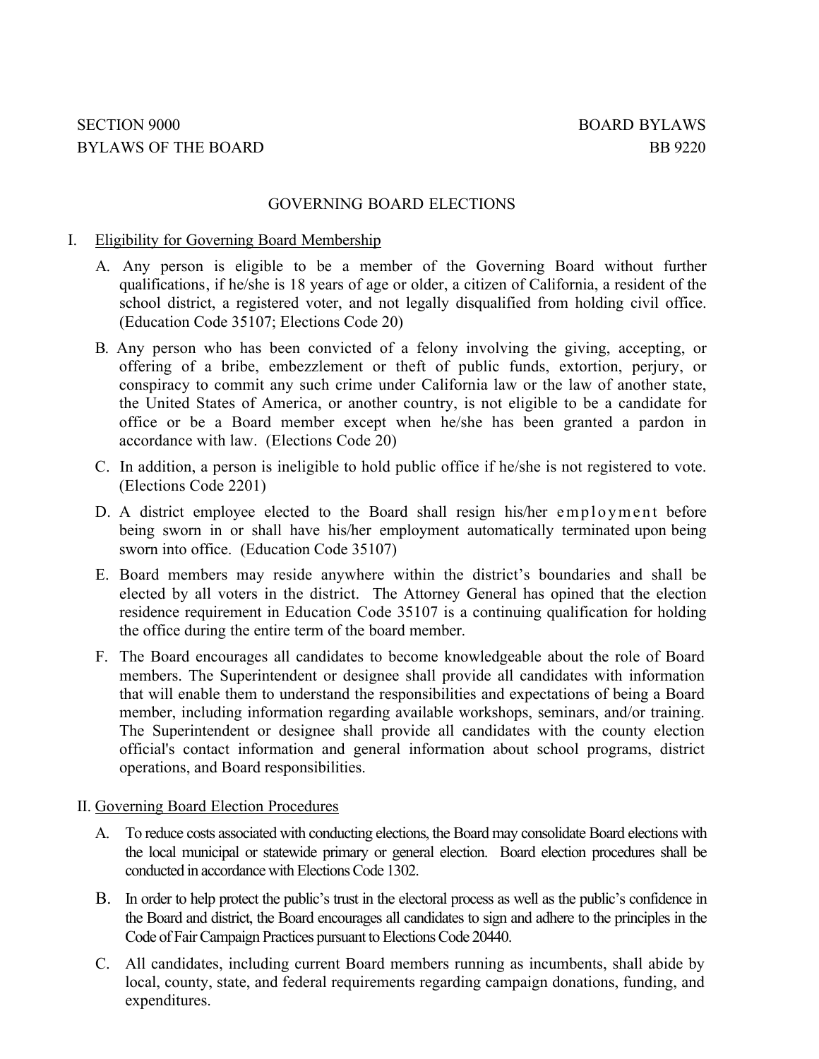SECTION 9000 BOARD BYLAWS

BYLAWS OF THE BOARD BB 9220

# GOVERNING BOARD ELECTIONS

## I. Eligibility for Governing Board Membership

A. Any person is eligible to be a member of the Governing Board without further qualifications, if he/she is 18 years of age or older, a citizen of California, a resident of the school district, a registered voter, and not legally disqualified from holding civil office. (Education Code 35107; Elections Code 20)

B. Any person who has been convicted of a felony involving the giving, accepting, or offering of a bribe, embezzlement or theft of public funds, extortion, perjury, or conspiracy to commit any such crime under California law or the law of another state, the United States of America, or another country, is not eligible to be a candidate for office or be a Board member except when he/she has been granted a pardon in accordance with law. (Elections Code 20)

C. In addition, a person is ineligible to hold public office if he/she is not registered to vote. (Elections Code 2201)

D. A district employee elected to the Board shall resign his/her employment before being sworn in or shall have his/her employment automatically terminated upon being sworn into office. (Education Code 35107)

E. Board members may reside anywhere within the district's boundaries and shall be elected by all voters in the district. The Attorney General has opined that the election residence requirement in Education Code 35107 is a continuing qualification for holding the office during the entire term of the board member.

F. The Board encourages all candidates to become knowledgeable about the role of Board members. The Superintendent or designee shall provide all candidates with information that will enable them to understand the responsibilities and expectations of being a Board member, including information regarding available workshops, seminars, and/or training. The Superintendent or designee shall provide all candidates with the county election official's contact information and general information about school programs, district operations, and Board responsibilities.

## II. Governing Board Election Procedures

A. To reduce costs associated with conducting elections, the Board may consolidate Board elections with the local municipal or statewide primary or general election. Board election procedures shall be conducted in accordance with Elections Code 1302.

B. In order to help protect the public's trust in the electoral process as well as the public's confidence in the Board and district, the Board encourages all candidates to sign and adhere to the principles in the Code of Fair Campaign Practices pursuant to Elections Code 20440.

C. All candidates, including current Board members running as incumbents, shall abide by local, county, state, and federal requirements regarding campaign donations, funding, and expenditures.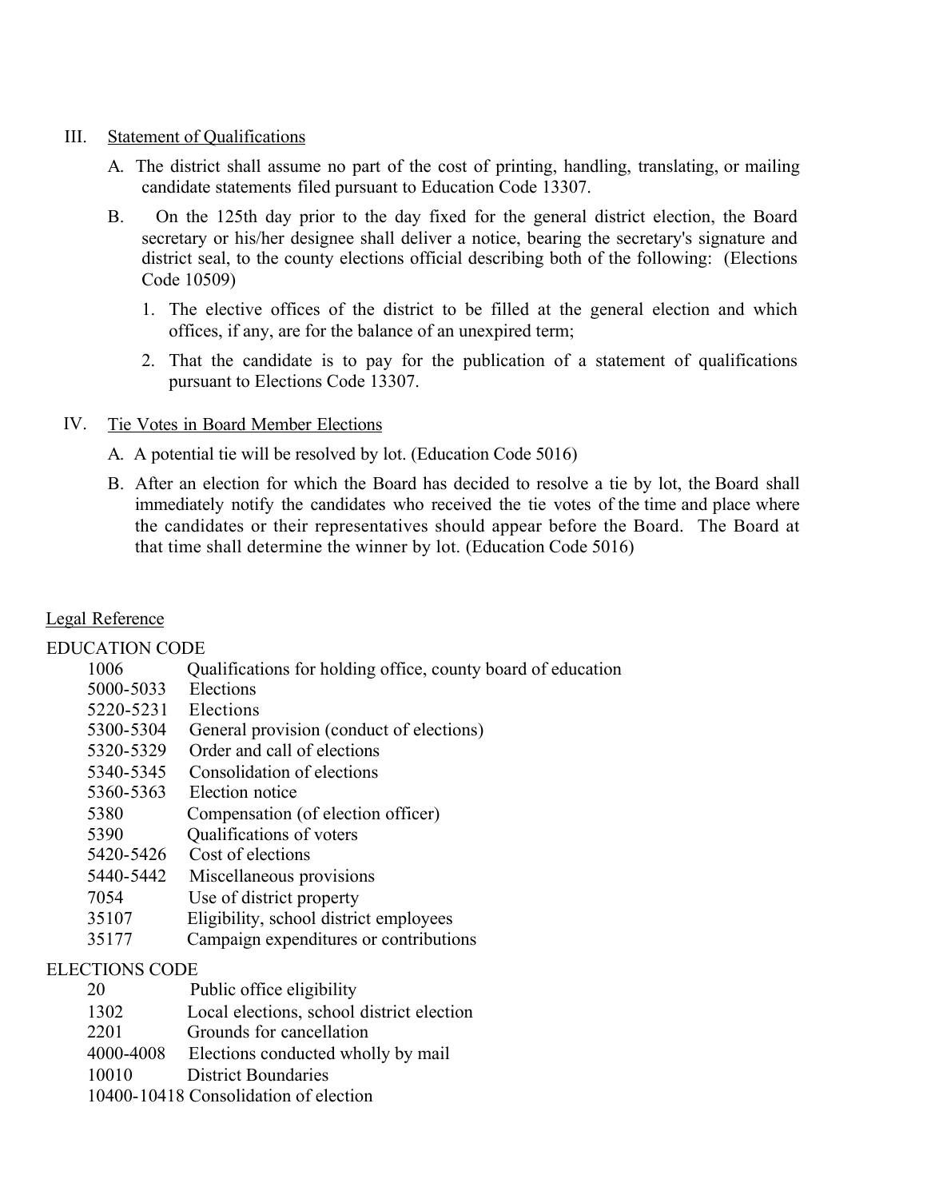III. Statement of Qualifications

A. The district shall assume no part of the cost of printing, handling, translating, or mailing candidate statements filed pursuant to Education Code 13307.

B. On the 125th day prior to the day fixed for the general district election, the Board secretary or his/her designee shall deliver a notice, bearing the secretary's signature and district seal, to the county elections official describing both of the following: (Elections Code 10509)

1. The elective offices of the district to be filled at the general election and which offices, if any, are for the balance of an unexpired term;
2. That the candidate is to pay for the publication of a statement of qualifications pursuant to Elections Code 13307.

IV. Tie Votes in Board Member Elections

A. A potential tie will be resolved by lot. (Education Code 5016)

B. After an election for which the Board has decided to resolve a tie by lot, the Board shall immediately notify the candidates who received the tie votes of the time and place where the candidates or their representatives should appear before the Board. The Board at that time shall determine the winner by lot. (Education Code 5016)

Legal Reference

EDUCATION CODE

| | |
|---|---|
| 1006 | Qualifications for holding office, county board of education |
| 5000-5033 | Elections |
| 5220-5231 | Elections |
| 5300-5304 | General provision (conduct of elections) |
| 5320-5329 | Order and call of elections |
| 5340-5345 | Consolidation of elections |
| 5360-5363 | Election notice |
| 5380 | Compensation (of election officer) |
| 5390 | Qualifications of voters |
| 5420-5426 | Cost of elections |
| 5440-5442 | Miscellaneous provisions |
| 7054 | Use of district property |
| 35107 | Eligibility, school district employees |
| 35177 | Campaign expenditures or contributions |

ELECTIONS CODE

| | |
|---|---|
| 20 | Public office eligibility |
| 1302 | Local elections, school district election |
| 2201 | Grounds for cancellation |
| 4000-4008 | Elections conducted wholly by mail |
| 10010 | District Boundaries |
| 10400-10418 | Consolidation of election |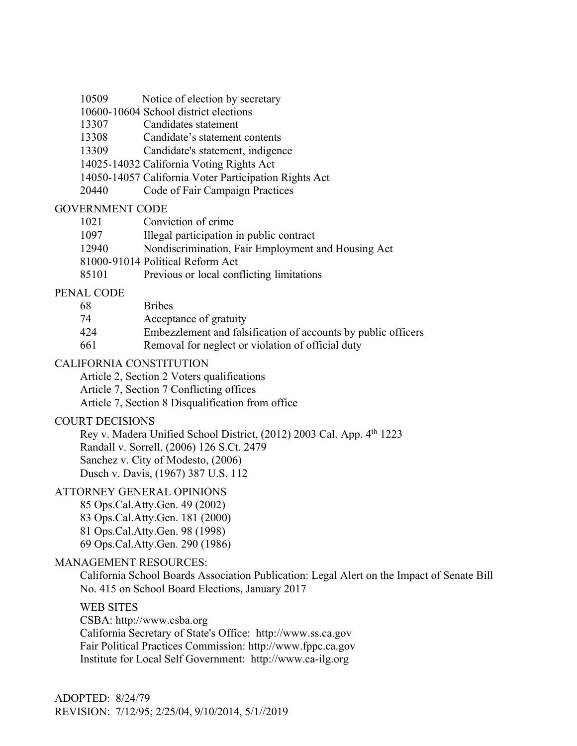| | |
|---|---|
| 10509 | Notice of election by secretary |
| 10600-10604 | School district elections |
| 13307 | Candidates statement |
| 13308 | Candidate's statement contents |
| 13309 | Candidate's statement, indigence |
| 14025-14032 | California Voting Rights Act |
| 14050-14057 | California Voter Participation Rights Act |
| 20440 | Code of Fair Campaign Practices |

GOVERNMENT CODE

| | |
|---|---|
| 1021 | Conviction of crime |
| 1097 | Illegal participation in public contract |
| 12940 | Nondiscrimination, Fair Employment and Housing Act |
| 81000-91014 | Political Reform Act |
| 85101 | Previous or local conflicting limitations |

PENAL CODE

| | |
|---|---|
| 68 | Bribes |
| 74 | Acceptance of gratuity |
| 424 | Embezzlement and falsification of accounts by public officers |
| 661 | Removal for neglect or violation of official duty |

CALIFORNIA CONSTITUTION

Article 2, Section 2 Voters qualifications
Article 7, Section 7 Conflicting offices
Article 7, Section 8 Disqualification from office

COURT DECISIONS

Rey v. Madera Unified School District, (2012) 2003 Cal. App. 4th 1223
Randall v. Sorrell, (2006) 126 S.Ct. 2479
Sanchez v. City of Modesto, (2006)
Dusch v. Davis, (1967) 387 U.S. 112

ATTORNEY GENERAL OPINIONS

85 Ops.Cal.Atty.Gen. 49 (2002)
83 Ops.Cal.Atty.Gen. 181 (2000)
81 Ops.Cal.Atty.Gen. 98 (1998)
69 Ops.Cal.Atty.Gen. 290 (1986)

MANAGEMENT RESOURCES:

California School Boards Association Publication: Legal Alert on the Impact of Senate Bill No. 415 on School Board Elections, January 2017

WEB SITES

CSBA: http://www.csba.org
California Secretary of State's Office: http://www.ss.ca.gov
Fair Political Practices Commission: http://www.fppc.ca.gov
Institute for Local Self Government: http://www.ca-ilg.org

ADOPTED: 8/24/79
REVISION: 7/12/95; 2/25/04, 9/10/2014, 5/1//2019